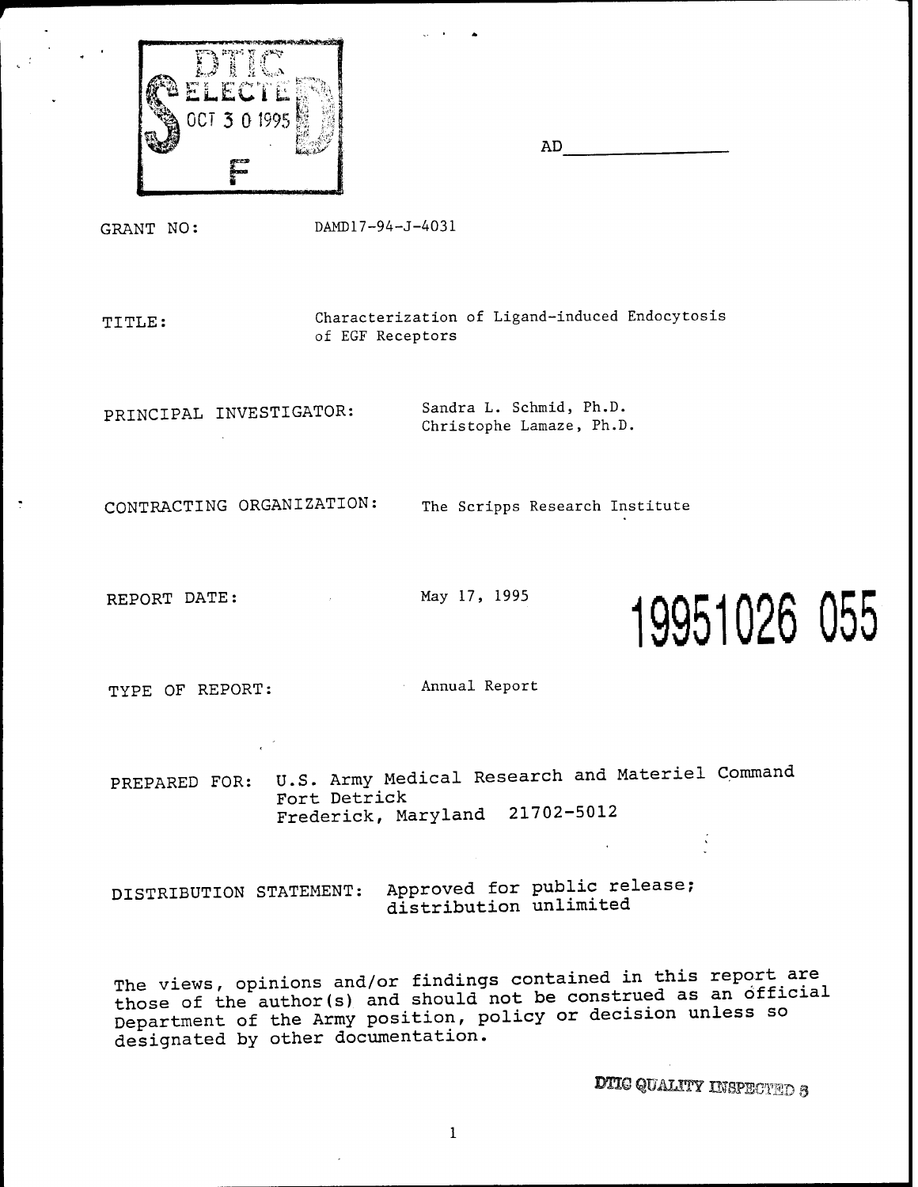DTIC ELECTE OCT 3 0 1995 S F D

AD________________

GRANT NO: DAMD17-94-J-4031

TITLE: Characterization of Ligand-induced Endocytosis of EGF Receptors

PRINCIPAL INVESTIGATOR: Sandra L. Schmid, Ph.D.
Christophe Lamaze, Ph.D.

CONTRACTING ORGANIZATION: The Scripps Research Institute

REPORT DATE: May 17, 1995

19951026 055

TYPE OF REPORT: Annual Report

PREPARED FOR: U.S. Army Medical Research and Materiel Command
Fort Detrick
Frederick, Maryland 21702-5012

DISTRIBUTION STATEMENT: Approved for public release; distribution unlimited

The views, opinions and/or findings contained in this report are those of the author(s) and should not be construed as an official Department of the Army position, policy or decision unless so designated by other documentation.

DTIC QUALITY INSPECTED 5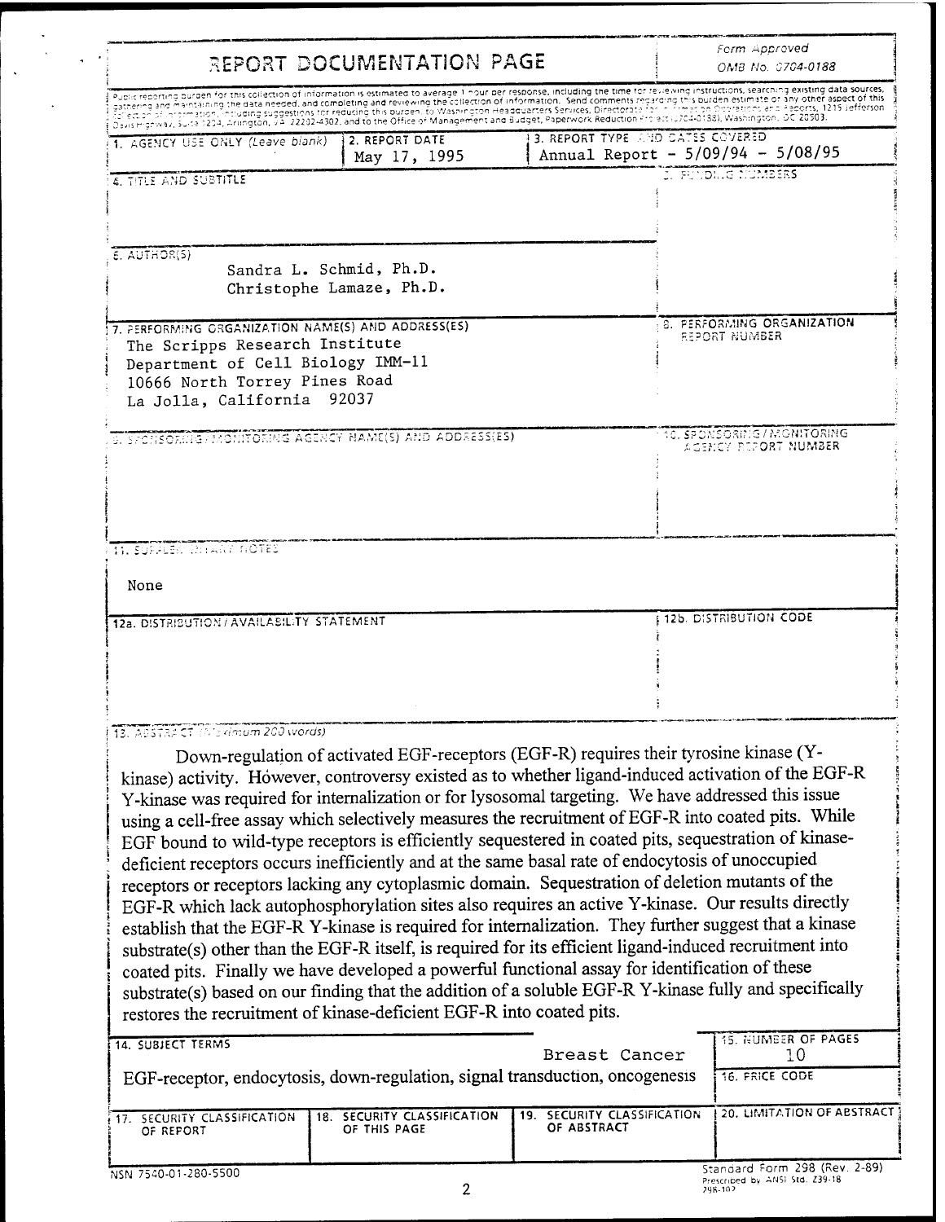# REPORT DOCUMENTATION PAGE

Form Approved
OMB No. 0704-0188

Public reporting burden for this collection of information is estimated to average 1 hour per response, including the time for reviewing instructions, searching existing data sources, gathering and maintaining the data needed, and completing and reviewing the collection of information. Send comments regarding this burden estimate or any other aspect of this collection of information, including suggestions for reducing this burden, to Washington Headquarters Services, Directorate for Information Operations and Reports, 1215 Jefferson Davis Highway, Suite 1204, Arlington, VA 22202-4302, and to the Office of Management and Budget, Paperwork Reduction Project (0704-0188), Washington, DC 20503.

| 1. AGENCY USE ONLY (Leave blank) | 2. REPORT DATE | 3. REPORT TYPE AND DATES COVERED |
|---|---|---|
| | May 17, 1995 | Annual Report - 5/09/94 - 5/08/95 |

**4. TITLE AND SUBTITLE**

**5. FUNDING NUMBERS**

**6. AUTHOR(S)**

Sandra L. Schmid, Ph.D.
Christophe Lamaze, Ph.D.

**7. PERFORMING ORGANIZATION NAME(S) AND ADDRESS(ES)**

The Scripps Research Institute
Department of Cell Biology IMM-11
10666 North Torrey Pines Road
La Jolla, California 92037

**8. PERFORMING ORGANIZATION REPORT NUMBER**

**9. SPONSORING/MONITORING AGENCY NAME(S) AND ADDRESS(ES)**

**10. SPONSORING/MONITORING AGENCY REPORT NUMBER**

**11. SUPPLEMENTARY NOTES**

None

**12a. DISTRIBUTION / AVAILABILITY STATEMENT**

**12b. DISTRIBUTION CODE**

**13. ABSTRACT (Maximum 200 words)**

Down-regulation of activated EGF-receptors (EGF-R) requires their tyrosine kinase (Y-kinase) activity. However, controversy existed as to whether ligand-induced activation of the EGF-R Y-kinase was required for internalization or for lysosomal targeting. We have addressed this issue using a cell-free assay which selectively measures the recruitment of EGF-R into coated pits. While EGF bound to wild-type receptors is efficiently sequestered in coated pits, sequestration of kinase-deficient receptors occurs inefficiently and at the same basal rate of endocytosis of unoccupied receptors or receptors lacking any cytoplasmic domain. Sequestration of deletion mutants of the EGF-R which lack autophosphorylation sites also requires an active Y-kinase. Our results directly establish that the EGF-R Y-kinase is required for internalization. They further suggest that a kinase substrate(s) other than the EGF-R itself, is required for its efficient ligand-induced recruitment into coated pits. Finally we have developed a powerful functional assay for identification of these substrate(s) based on our finding that the addition of a soluble EGF-R Y-kinase fully and specifically restores the recruitment of kinase-deficient EGF-R into coated pits.

**14. SUBJECT TERMS**

Breast Cancer

EGF-receptor, endocytosis, down-regulation, signal transduction, oncogenesis

**15. NUMBER OF PAGES**

10

**16. PRICE CODE**

| 17. SECURITY CLASSIFICATION OF REPORT | 18. SECURITY CLASSIFICATION OF THIS PAGE | 19. SECURITY CLASSIFICATION OF ABSTRACT | 20. LIMITATION OF ABSTRACT |
|---|---|---|---|
| | | | |

NSN 7540-01-280-5500

Standard Form 298 (Rev. 2-89)
Prescribed by ANSI Std. Z39-18
298-102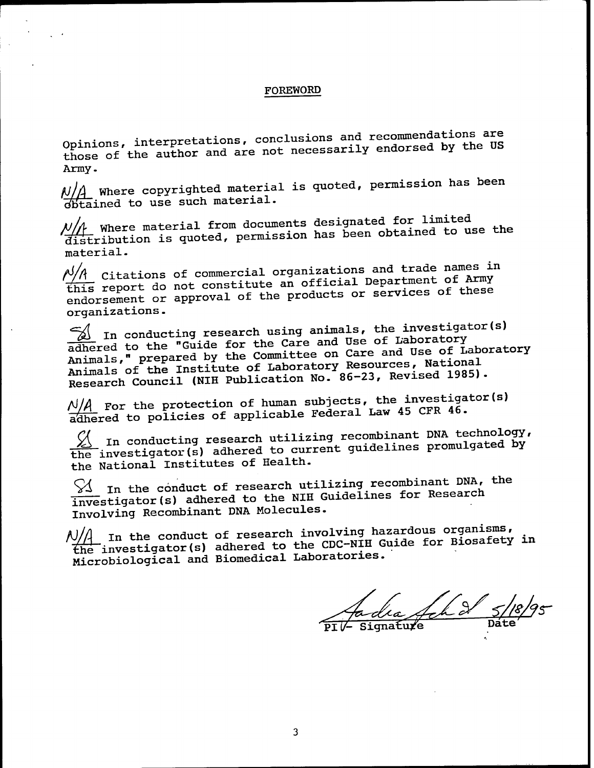# FOREWORD

Opinions, interpretations, conclusions and recommendations are those of the author and are not necessarily endorsed by the US Army.

N/A Where copyrighted material is quoted, permission has been obtained to use such material.

N/A Where material from documents designated for limited distribution is quoted, permission has been obtained to use the material.

N/A Citations of commercial organizations and trade names in this report do not constitute an official Department of Army endorsement or approval of the products or services of these organizations.

SA In conducting research using animals, the investigator(s) adhered to the "Guide for the Care and Use of Laboratory Animals," prepared by the Committee on Care and Use of Laboratory Animals of the Institute of Laboratory Resources, National Research Council (NIH Publication No. 86-23, Revised 1985).

N/A For the protection of human subjects, the investigator(s) adhered to policies of applicable Federal Law 45 CFR 46.

SA In conducting research utilizing recombinant DNA technology, the investigator(s) adhered to current guidelines promulgated by the National Institutes of Health.

SA In the conduct of research utilizing recombinant DNA, the investigator(s) adhered to the NIH Guidelines for Research Involving Recombinant DNA Molecules.

N/A In the conduct of research involving hazardous organisms, the investigator(s) adhered to the CDC-NIH Guide for Biosafety in Microbiological and Biomedical Laboratories.

PI - Signature 5/18/95 Date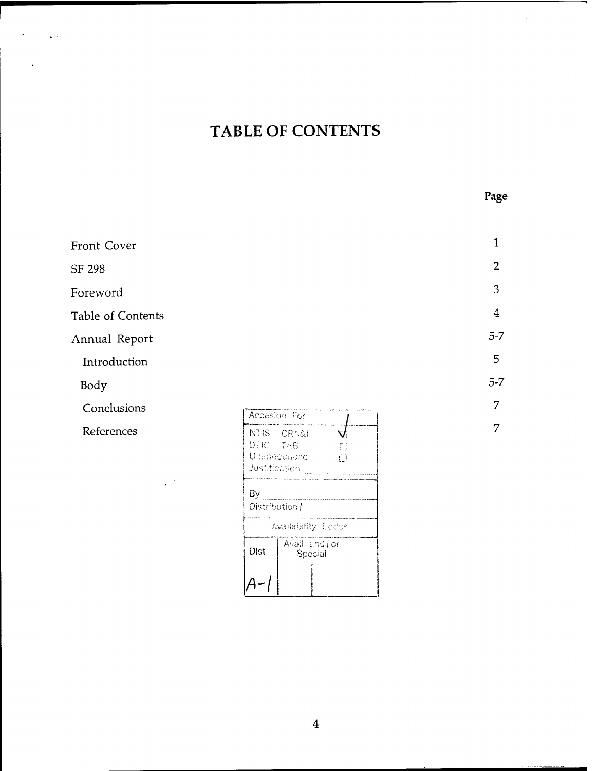# TABLE OF CONTENTS

| | Page |
|---|---|
| Front Cover | 1 |
| SF 298 | 2 |
| Foreword | 3 |
| Table of Contents | 4 |
| Annual Report | 5-7 |
| Introduction | 5 |
| Body | 5-7 |
| Conclusions | 7 |
| References | 7 |

| Accesion For | | |
|---|---|---|
| NTIS CRA&I | ✓ | |
| DTIC TAB | ☐ | |
| Unannounced | ☐ | |
| Justification | | |
| By | | |
| Distribution / | | |
| Availability Codes | | |
| Dist | Avail and / or Special | |
| A-1 | | |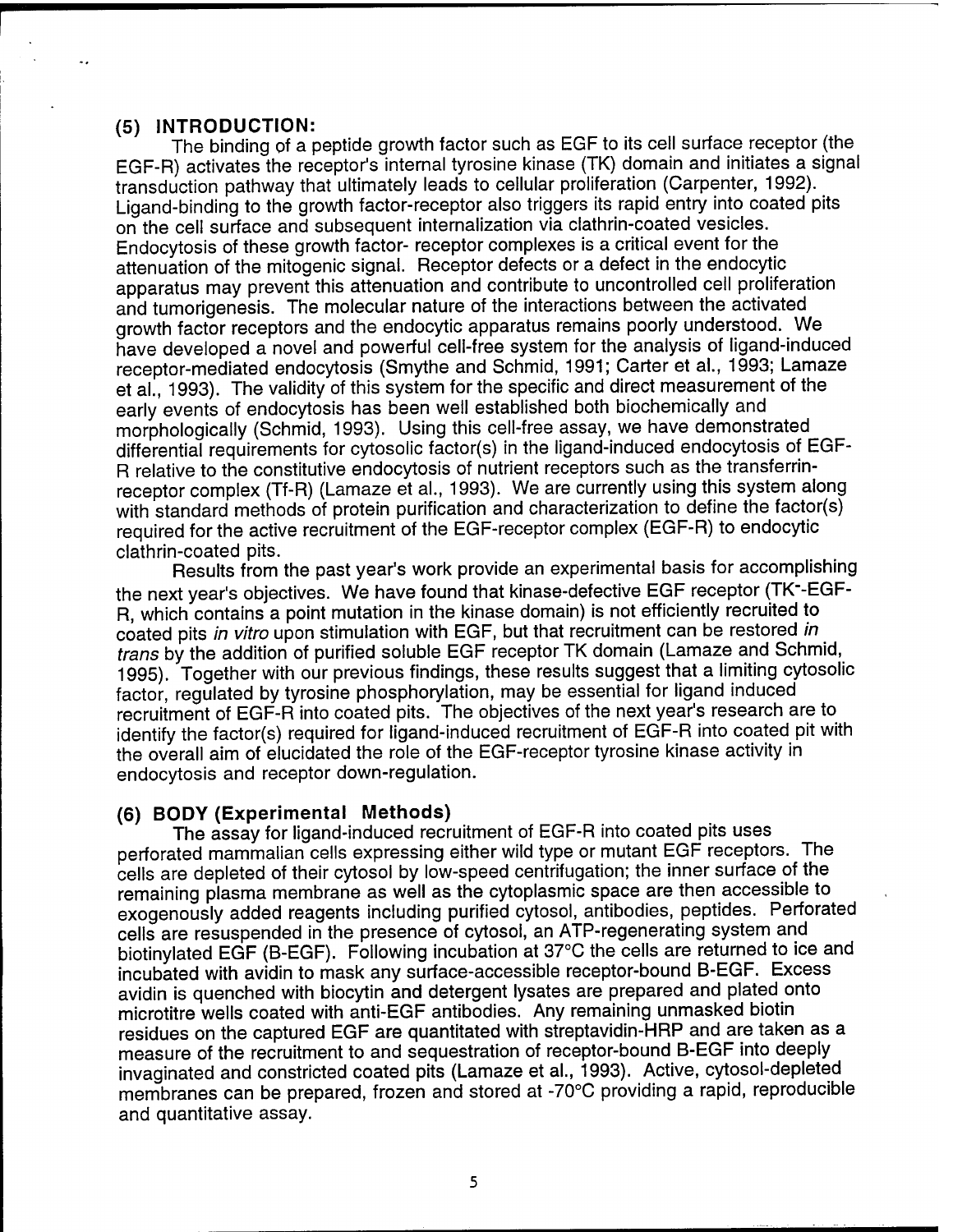## (5) INTRODUCTION:

The binding of a peptide growth factor such as EGF to its cell surface receptor (the EGF-R) activates the receptor's internal tyrosine kinase (TK) domain and initiates a signal transduction pathway that ultimately leads to cellular proliferation (Carpenter, 1992). Ligand-binding to the growth factor-receptor also triggers its rapid entry into coated pits on the cell surface and subsequent internalization via clathrin-coated vesicles. Endocytosis of these growth factor- receptor complexes is a critical event for the attenuation of the mitogenic signal. Receptor defects or a defect in the endocytic apparatus may prevent this attenuation and contribute to uncontrolled cell proliferation and tumorigenesis. The molecular nature of the interactions between the activated growth factor receptors and the endocytic apparatus remains poorly understood. We have developed a novel and powerful cell-free system for the analysis of ligand-induced receptor-mediated endocytosis (Smythe and Schmid, 1991; Carter et al., 1993; Lamaze et al., 1993). The validity of this system for the specific and direct measurement of the early events of endocytosis has been well established both biochemically and morphologically (Schmid, 1993). Using this cell-free assay, we have demonstrated differential requirements for cytosolic factor(s) in the ligand-induced endocytosis of EGF-R relative to the constitutive endocytosis of nutrient receptors such as the transferrin-receptor complex (Tf-R) (Lamaze et al., 1993). We are currently using this system along with standard methods of protein purification and characterization to define the factor(s) required for the active recruitment of the EGF-receptor complex (EGF-R) to endocytic clathrin-coated pits.

Results from the past year's work provide an experimental basis for accomplishing the next year's objectives. We have found that kinase-defective EGF receptor (TK$^-$-EGF-R, which contains a point mutation in the kinase domain) is not efficiently recruited to coated pits *in vitro* upon stimulation with EGF, but that recruitment can be restored *in trans* by the addition of purified soluble EGF receptor TK domain (Lamaze and Schmid, 1995). Together with our previous findings, these results suggest that a limiting cytosolic factor, regulated by tyrosine phosphorylation, may be essential for ligand induced recruitment of EGF-R into coated pits. The objectives of the next year's research are to identify the factor(s) required for ligand-induced recruitment of EGF-R into coated pit with the overall aim of elucidated the role of the EGF-receptor tyrosine kinase activity in endocytosis and receptor down-regulation.

## (6) BODY (Experimental Methods)

The assay for ligand-induced recruitment of EGF-R into coated pits uses perforated mammalian cells expressing either wild type or mutant EGF receptors. The cells are depleted of their cytosol by low-speed centrifugation; the inner surface of the remaining plasma membrane as well as the cytoplasmic space are then accessible to exogenously added reagents including purified cytosol, antibodies, peptides. Perforated cells are resuspended in the presence of cytosol, an ATP-regenerating system and biotinylated EGF (B-EGF). Following incubation at 37°C the cells are returned to ice and incubated with avidin to mask any surface-accessible receptor-bound B-EGF. Excess avidin is quenched with biocytin and detergent lysates are prepared and plated onto microtitre wells coated with anti-EGF antibodies. Any remaining unmasked biotin residues on the captured EGF are quantitated with streptavidin-HRP and are taken as a measure of the recruitment to and sequestration of receptor-bound B-EGF into deeply invaginated and constricted coated pits (Lamaze et al., 1993). Active, cytosol-depleted membranes can be prepared, frozen and stored at -70°C providing a rapid, reproducible and quantitative assay.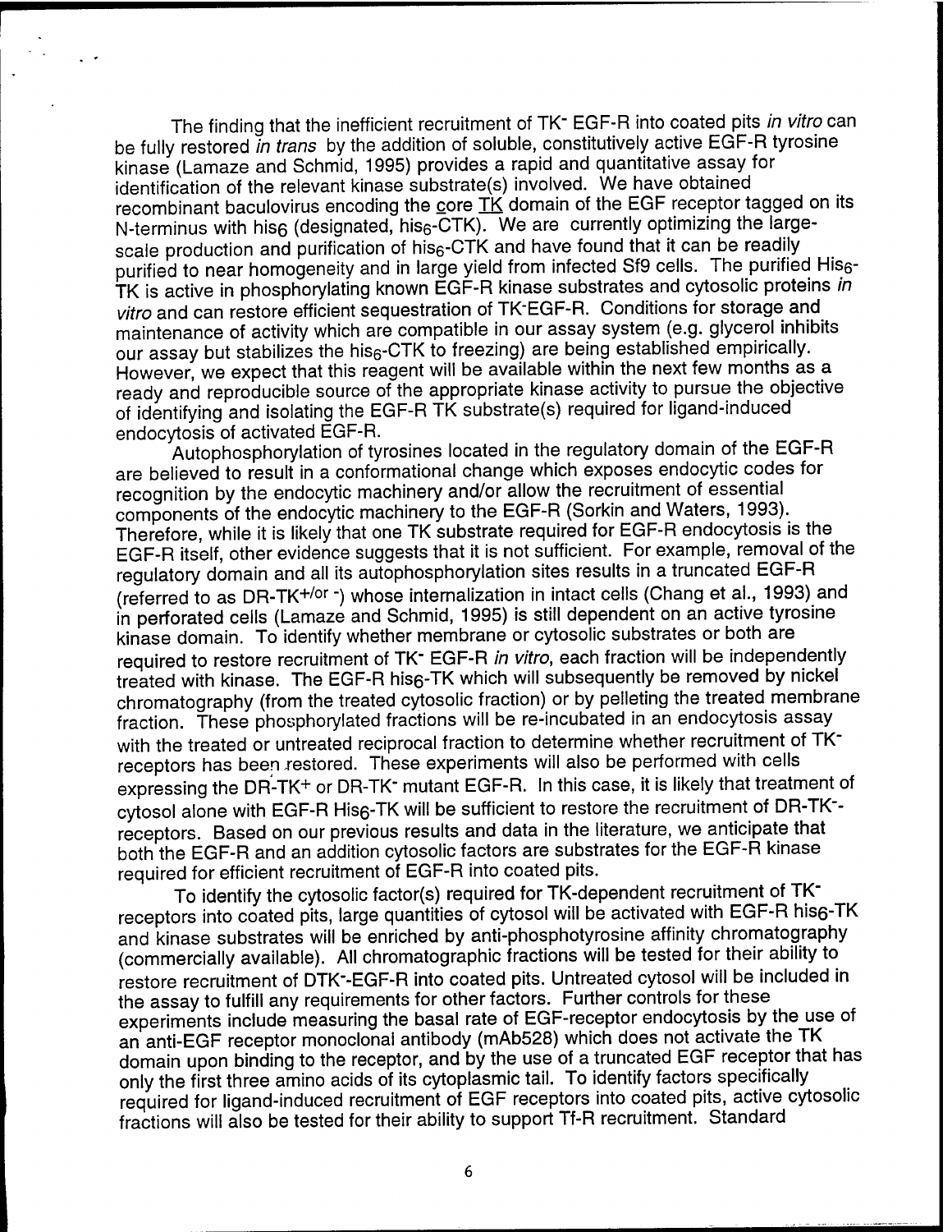The finding that the inefficient recruitment of $TK^-$ EGF-R into coated pits *in vitro* can be fully restored *in trans* by the addition of soluble, constitutively active EGF-R tyrosine kinase (Lamaze and Schmid, 1995) provides a rapid and quantitative assay for identification of the relevant kinase substrate(s) involved. We have obtained recombinant baculovirus encoding the core TK domain of the EGF receptor tagged on its N-terminus with $his_6$ (designated, $his_6$-CTK). We are currently optimizing the large-scale production and purification of $his_6$-CTK and have found that it can be readily purified to near homogeneity and in large yield from infected Sf9 cells. The purified $His_6$-TK is active in phosphorylating known EGF-R kinase substrates and cytosolic proteins *in vitro* and can restore efficient sequestration of $TK^-$EGF-R. Conditions for storage and maintenance of activity which are compatible in our assay system (e.g. glycerol inhibits our assay but stabilizes the $his_6$-CTK to freezing) are being established empirically. However, we expect that this reagent will be available within the next few months as a ready and reproducible source of the appropriate kinase activity to pursue the objective of identifying and isolating the EGF-R TK substrate(s) required for ligand-induced endocytosis of activated EGF-R.

Autophosphorylation of tyrosines located in the regulatory domain of the EGF-R are believed to result in a conformational change which exposes endocytic codes for recognition by the endocytic machinery and/or allow the recruitment of essential components of the endocytic machinery to the EGF-R (Sorkin and Waters, 1993). Therefore, while it is likely that one TK substrate required for EGF-R endocytosis is the EGF-R itself, other evidence suggests that it is not sufficient. For example, removal of the regulatory domain and all its autophosphorylation sites results in a truncated EGF-R (referred to as DR-$TK^{+/or\ -}$) whose internalization in intact cells (Chang et al., 1993) and in perforated cells (Lamaze and Schmid, 1995) is still dependent on an active tyrosine kinase domain. To identify whether membrane or cytosolic substrates or both are required to restore recruitment of $TK^-$ EGF-R *in vitro*, each fraction will be independently treated with kinase. The EGF-R $his_6$-TK which will subsequently be removed by nickel chromatography (from the treated cytosolic fraction) or by pelleting the treated membrane fraction. These phosphorylated fractions will be re-incubated in an endocytosis assay with the treated or untreated reciprocal fraction to determine whether recruitment of $TK^-$ receptors has been restored. These experiments will also be performed with cells expressing the DR-$TK^+$ or DR-$TK^-$ mutant EGF-R. In this case, it is likely that treatment of cytosol alone with EGF-R $His_6$-TK will be sufficient to restore the recruitment of DR-$TK^-$-receptors. Based on our previous results and data in the literature, we anticipate that both the EGF-R and an addition cytosolic factors are substrates for the EGF-R kinase required for efficient recruitment of EGF-R into coated pits.

To identify the cytosolic factor(s) required for TK-dependent recruitment of $TK^-$ receptors into coated pits, large quantities of cytosol will be activated with EGF-R $his_6$-TK and kinase substrates will be enriched by anti-phosphotyrosine affinity chromatography (commercially available). All chromatographic fractions will be tested for their ability to restore recruitment of $DTK^-$-EGF-R into coated pits. Untreated cytosol will be included in the assay to fulfill any requirements for other factors. Further controls for these experiments include measuring the basal rate of EGF-receptor endocytosis by the use of an anti-EGF receptor monoclonal antibody (mAb528) which does not activate the TK domain upon binding to the receptor, and by the use of a truncated EGF receptor that has only the first three amino acids of its cytoplasmic tail. To identify factors specifically required for ligand-induced recruitment of EGF receptors into coated pits, active cytosolic fractions will also be tested for their ability to support Tf-R recruitment. Standard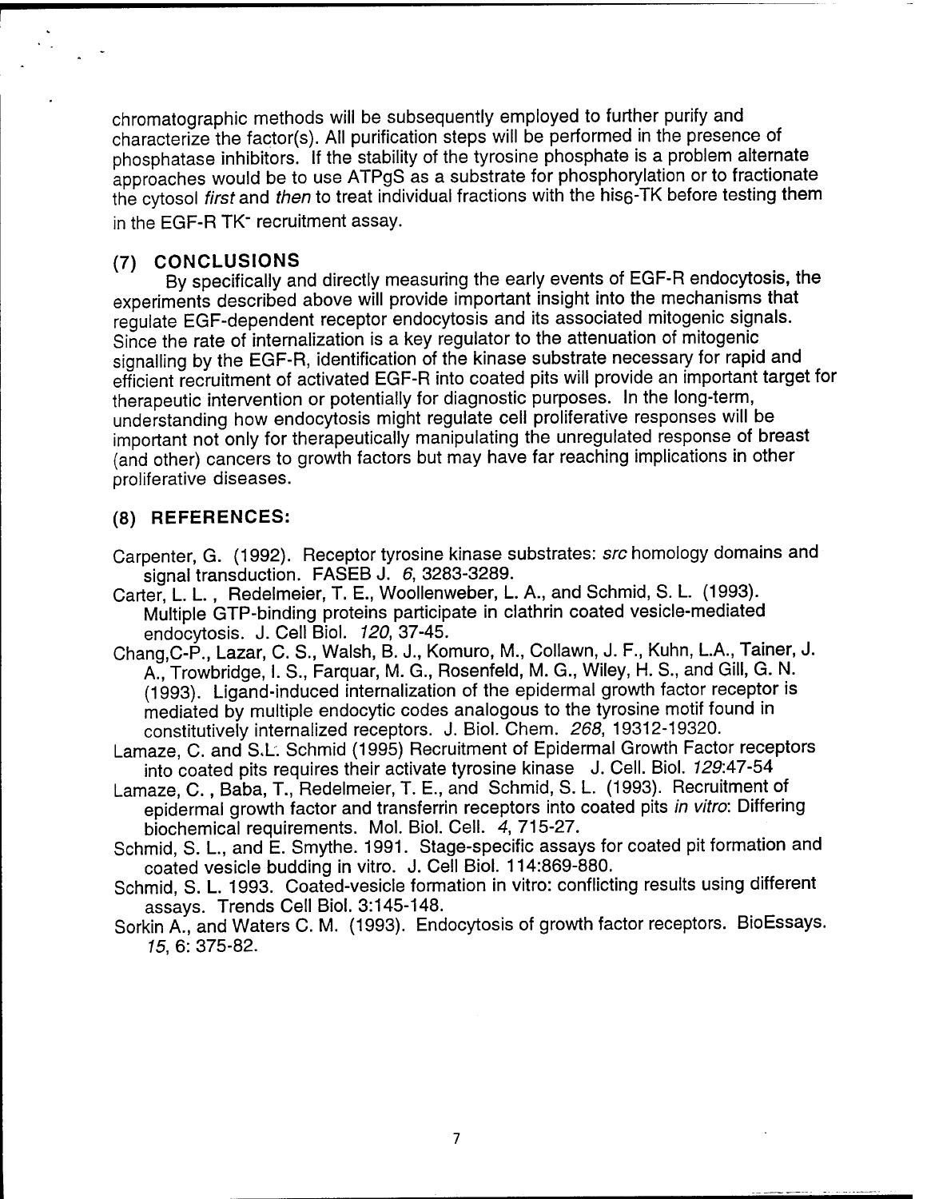chromatographic methods will be subsequently employed to further purify and characterize the factor(s). All purification steps will be performed in the presence of phosphatase inhibitors. If the stability of the tyrosine phosphate is a problem alternate approaches would be to use ATPgS as a substrate for phosphorylation or to fractionate the cytosol *first* and *then* to treat individual fractions with the $his_6$-TK before testing them in the EGF-R $TK^-$ recruitment assay.

## (7) CONCLUSIONS

By specifically and directly measuring the early events of EGF-R endocytosis, the experiments described above will provide important insight into the mechanisms that regulate EGF-dependent receptor endocytosis and its associated mitogenic signals. Since the rate of internalization is a key regulator to the attenuation of mitogenic signalling by the EGF-R, identification of the kinase substrate necessary for rapid and efficient recruitment of activated EGF-R into coated pits will provide an important target for therapeutic intervention or potentially for diagnostic purposes. In the long-term, understanding how endocytosis might regulate cell proliferative responses will be important not only for therapeutically manipulating the unregulated response of breast (and other) cancers to growth factors but may have far reaching implications in other proliferative diseases.

## (8) REFERENCES:

Carpenter, G. (1992). Receptor tyrosine kinase substrates: *src* homology domains and signal transduction. FASEB J. *6*, 3283-3289.

Carter, L. L. , Redelmeier, T. E., Woollenweber, L. A., and Schmid, S. L. (1993). Multiple GTP-binding proteins participate in clathrin coated vesicle-mediated endocytosis. J. Cell Biol. *120*, 37-45.

Chang,C-P., Lazar, C. S., Walsh, B. J., Komuro, M., Collawn, J. F., Kuhn, L.A., Tainer, J. A., Trowbridge, I. S., Farquar, M. G., Rosenfeld, M. G., Wiley, H. S., and Gill, G. N. (1993). Ligand-induced internalization of the epidermal growth factor receptor is mediated by multiple endocytic codes analogous to the tyrosine motif found in constitutively internalized receptors. J. Biol. Chem. *268*, 19312-19320.

Lamaze, C. and S.L. Schmid (1995) Recruitment of Epidermal Growth Factor receptors into coated pits requires their activate tyrosine kinase J. Cell. Biol. *129*:47-54

Lamaze, C. , Baba, T., Redelmeier, T. E., and Schmid, S. L. (1993). Recruitment of epidermal growth factor and transferrin receptors into coated pits *in vitro*: Differing biochemical requirements. Mol. Biol. Cell. *4*, 715-27.

Schmid, S. L., and E. Smythe. 1991. Stage-specific assays for coated pit formation and coated vesicle budding in vitro. J. Cell Biol. 114:869-880.

Schmid, S. L. 1993. Coated-vesicle formation in vitro: conflicting results using different assays. Trends Cell Biol. 3:145-148.

Sorkin A., and Waters C. M. (1993). Endocytosis of growth factor receptors. BioEssays. *15*, 6: 375-82.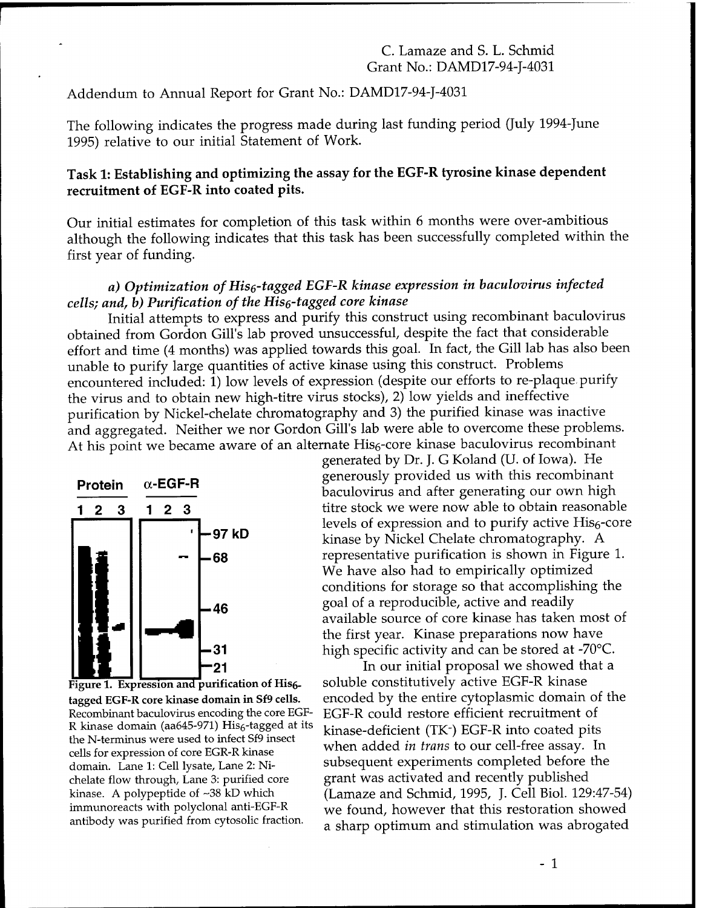C. Lamaze and S. L. Schmid
Grant No.: DAMD17-94-J-4031

Addendum to Annual Report for Grant No.: DAMD17-94-J-4031

The following indicates the progress made during last funding period (July 1994-June 1995) relative to our initial Statement of Work.

**Task 1: Establishing and optimizing the assay for the EGF-R tyrosine kinase dependent recruitment of EGF-R into coated pits.**

Our initial estimates for completion of this task within 6 months were over-ambitious although the following indicates that this task has been successfully completed within the first year of funding.

*a) Optimization of $His_6$-tagged EGF-R kinase expression in baculovirus infected cells; and, b) Purification of the $His_6$-tagged core kinase*

Initial attempts to express and purify this construct using recombinant baculovirus obtained from Gordon Gill's lab proved unsuccessful, despite the fact that considerable effort and time (4 months) was applied towards this goal. In fact, the Gill lab has also been unable to purify large quantities of active kinase using this construct. Problems encountered included: 1) low levels of expression (despite our efforts to re-plaque purify the virus and to obtain new high-titre virus stocks), 2) low yields and ineffective purification by Nickel-chelate chromatography and 3) the purified kinase was inactive and aggregated. Neither we nor Gordon Gill's lab were able to overcome these problems. At his point we became aware of an alternate $His_6$-core kinase baculovirus recombinant generated by Dr. J. G Koland (U. of Iowa). He generously provided us with this recombinant baculovirus and after generating our own high titre stock we were now able to obtain reasonable levels of expression and to purify active $His_6$-core kinase by Nickel Chelate chromatography. A representative purification is shown in Figure 1. We have also had to empirically optimized conditions for storage so that accomplishing the goal of a reproducible, active and readily available source of core kinase has taken most of the first year. Kinase preparations now have high specific activity and can be stored at -70°C.

Protein | α-EGF-R
1 2 3 | 1 2 3
97 kD, 68, 46, 31, 21

**Figure 1. Expression and purification of $His_6$-tagged EGF-R core kinase domain in Sf9 cells.** Recombinant baculovirus encoding the core EGF-R kinase domain (aa645-971) $His_6$-tagged at its the N-terminus were used to infect Sf9 insect cells for expression of core EGR-R kinase domain. Lane 1: Cell lysate, Lane 2: Ni-chelate flow through, Lane 3: purified core kinase. A polypeptide of ~38 kD which immunoreacts with polyclonal anti-EGF-R antibody was purified from cytosolic fraction.

In our initial proposal we showed that a soluble constitutively active EGF-R kinase encoded by the entire cytoplasmic domain of the EGF-R could restore efficient recruitment of kinase-deficient ($TK^-$) EGF-R into coated pits when added *in trans* to our cell-free assay. In subsequent experiments completed before the grant was activated and recently published (Lamaze and Schmid, 1995, J. Cell Biol. 129:47-54) we found, however that this restoration showed a sharp optimum and stimulation was abrogated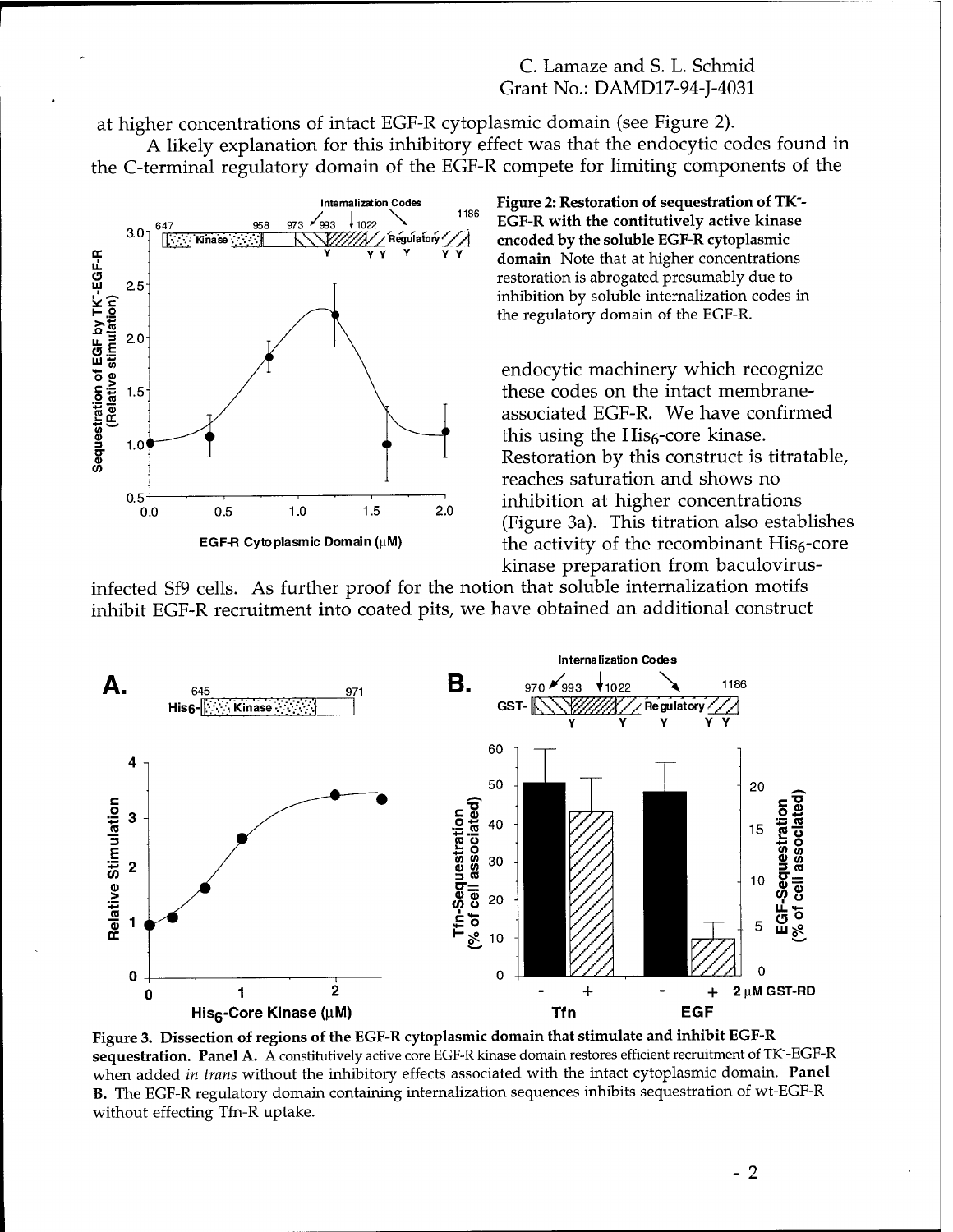at higher concentrations of intact EGF-R cytoplasmic domain (see Figure 2).

A likely explanation for this inhibitory effect was that the endocytic codes found in the C-terminal regulatory domain of the EGF-R compete for limiting components of the endocytic machinery which recognize these codes on the intact membrane-associated EGF-R. We have confirmed this using the $His_6$-core kinase. Restoration by this construct is titratable, reaches saturation and shows no inhibition at higher concentrations (Figure 3a). This titration also establishes the activity of the recombinant $His_6$-core kinase preparation from baculovirus-infected Sf9 cells. As further proof for the notion that soluble internalization motifs inhibit EGF-R recruitment into coated pits, we have obtained an additional construct

**Figure 2: Restoration of sequestration of TK⁻-EGF-R with the contitutively active kinase encoded by the soluble EGF-R cytoplasmic domain** Note that at higher concentrations restoration is abrogated presumably due to inhibition by soluble internalization codes in the regulatory domain of the EGF-R.

**Figure 3. Dissection of regions of the EGF-R cytoplasmic domain that stimulate and inhibit EGF-R sequestration. Panel A.** A constitutively active core EGF-R kinase domain restores efficient recruitment of TK⁻-EGF-R when added *in trans* without the inhibitory effects associated with the intact cytoplasmic domain. **Panel B.** The EGF-R regulatory domain containing internalization sequences inhibits sequestration of wt-EGF-R without effecting Tfn-R uptake.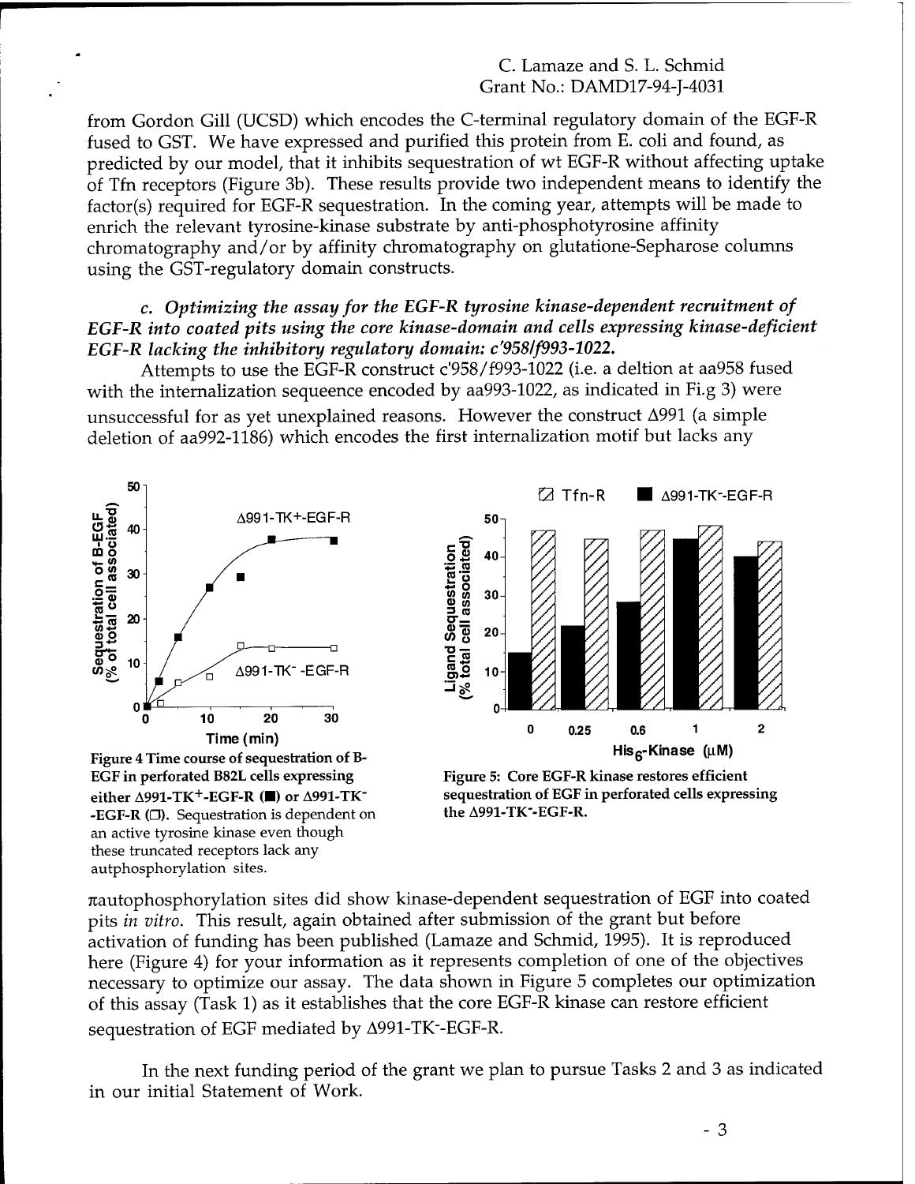from Gordon Gill (UCSD) which encodes the C-terminal regulatory domain of the EGF-R fused to GST. We have expressed and purified this protein from E. coli and found, as predicted by our model, that it inhibits sequestration of wt EGF-R without affecting uptake of Tfn receptors (Figure 3b). These results provide two independent means to identify the factor(s) required for EGF-R sequestration. In the coming year, attempts will be made to enrich the relevant tyrosine-kinase substrate by anti-phosphotyrosine affinity chromatography and/or by affinity chromatography on glutatione-Sepharose columns using the GST-regulatory domain constructs.

*c. Optimizing the assay for the EGF-R tyrosine kinase-dependent recruitment of EGF-R into coated pits using the core kinase-domain and cells expressing kinase-deficient EGF-R lacking the inhibitory regulatory domain: c'958/f993-1022.*

Attempts to use the EGF-R construct c'958/f993-1022 (i.e. a deltion at aa958 fused with the internalization sequeence encoded by aa993-1022, as indicated in Fi.g 3) were unsuccessful for as yet unexplained reasons. However the construct Δ991 (a simple deletion of aa992-1186) which encodes the first internalization motif but lacks any

Sequestration of B-EGF (% of total cell associated)

Δ991-TK+-EGF-R

Δ991-TK- -EGF-R

Time (min)

0 10 20 30

0 10 20 30 40 50

**Figure 4 Time course of sequestration of B-EGF in perforated B82L cells expressing either Δ991-TK$^{+}$-EGF-R (■) or Δ991-TK$^{-}$-EGF-R (□).** Sequestration is dependent on an active tyrosine kinase even though these truncated receptors lack any autphosphorylation sites.

Tfn-R Δ991-TK$^{-}$-EGF-R

Ligand Sequestration (% total cell associated)

0 10 20 30 40 50

0 0.25 0.6 1 2

His$_6$-Kinase (μM)

**Figure 5: Core EGF-R kinase restores efficient sequestration of EGF in perforated cells expressing the Δ991-TK$^{-}$-EGF-R.**

πautophosphorylation sites did show kinase-dependent sequestration of EGF into coated pits *in vitro*. This result, again obtained after submission of the grant but before activation of funding has been published (Lamaze and Schmid, 1995). It is reproduced here (Figure 4) for your information as it represents completion of one of the objectives necessary to optimize our assay. The data shown in Figure 5 completes our optimization of this assay (Task 1) as it establishes that the core EGF-R kinase can restore efficient sequestration of EGF mediated by Δ991-TK$^{-}$-EGF-R.

In the next funding period of the grant we plan to pursue Tasks 2 and 3 as indicated in our initial Statement of Work.